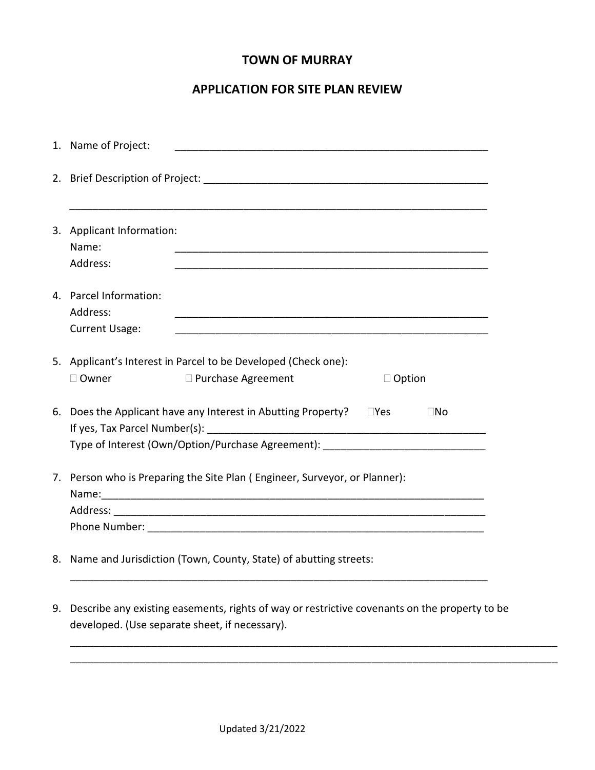# TOWN OF MURRAY

## APPLICATION FOR SITE PLAN REVIEW

1. Name of Project: ______________________________________________________

2. Brief Description of Project: ______________________________________________________

   ______________________________________________________________________

3. Applicant Information:
   Name: ______________________________________________________
   Address: ______________________________________________________

4. Parcel Information:
   Address: ______________________________________________________
   Current Usage: ______________________________________________________

5. Applicant's Interest in Parcel to be Developed (Check one):
   ☐ Owner ☐ Purchase Agreement ☐ Option

6. Does the Applicant have any Interest in Abutting Property? ☐Yes ☐No
   If yes, Tax Parcel Number(s): ______________________________________________
   Type of Interest (Own/Option/Purchase Agreement): ____________________________

7. Person who is Preparing the Site Plan ( Engineer, Surveyor, or Planner):
   Name:______________________________________________________________
   Address: ______________________________________________________________
   Phone Number: _________________________________________________________

8. Name and Jurisdiction (Town, County, State) of abutting streets:
   ______________________________________________________________________

9. Describe any existing easements, rights of way or restrictive covenants on the property to be developed. (Use separate sheet, if necessary).
   ______________________________________________________________________
   ______________________________________________________________________

Updated 3/21/2022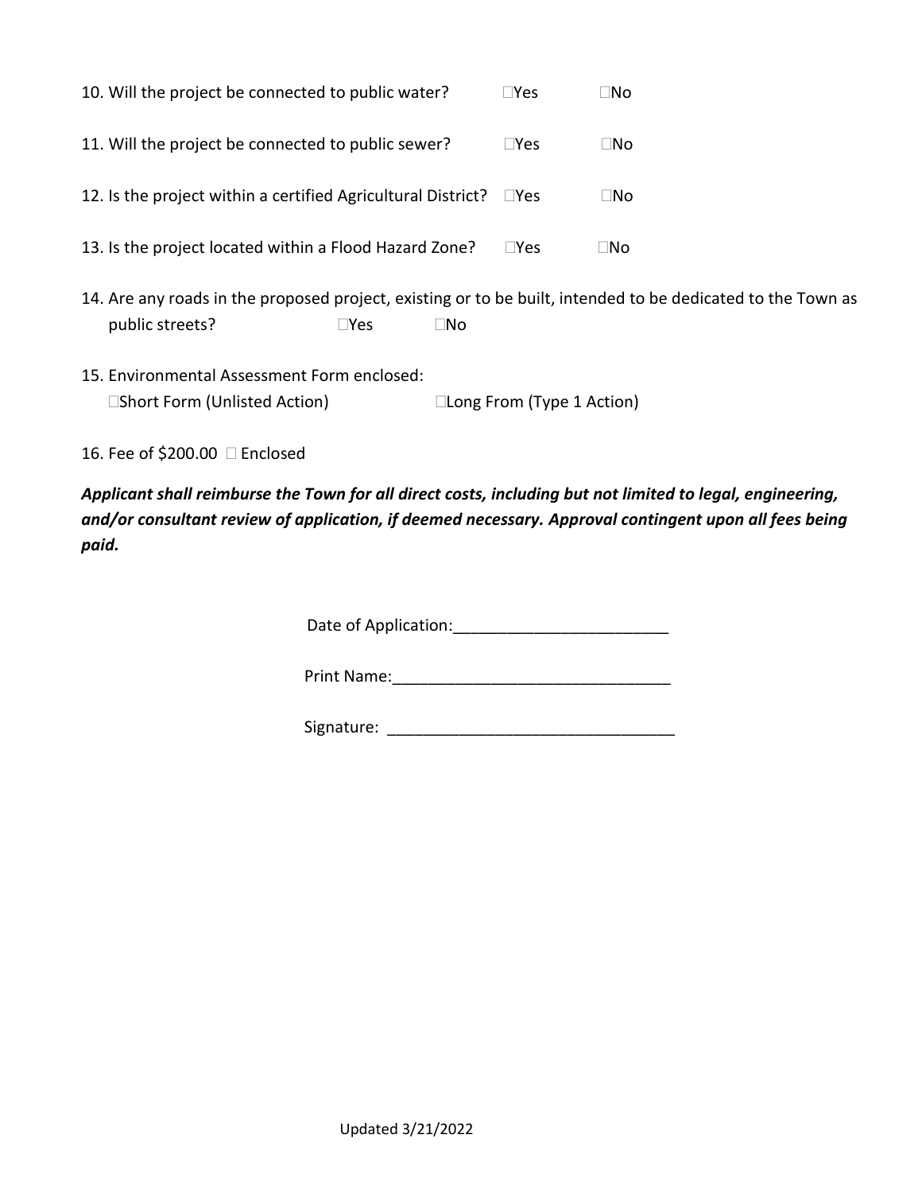10. Will the project be connected to public water? ☐Yes ☐No

11. Will the project be connected to public sewer? ☐Yes ☐No

12. Is the project within a certified Agricultural District? ☐Yes ☐No

13. Is the project located within a Flood Hazard Zone? ☐Yes ☐No

14. Are any roads in the proposed project, existing or to be built, intended to be dedicated to the Town as public streets? ☐Yes ☐No

15. Environmental Assessment Form enclosed:
    ☐Short Form (Unlisted Action) ☐Long From (Type 1 Action)

16. Fee of $200.00 ☐ Enclosed

***Applicant shall reimburse the Town for all direct costs, including but not limited to legal, engineering, and/or consultant review of application, if deemed necessary. Approval contingent upon all fees being paid.***

Date of Application:________________________

Print Name:_______________________________

Signature: ________________________________

Updated 3/21/2022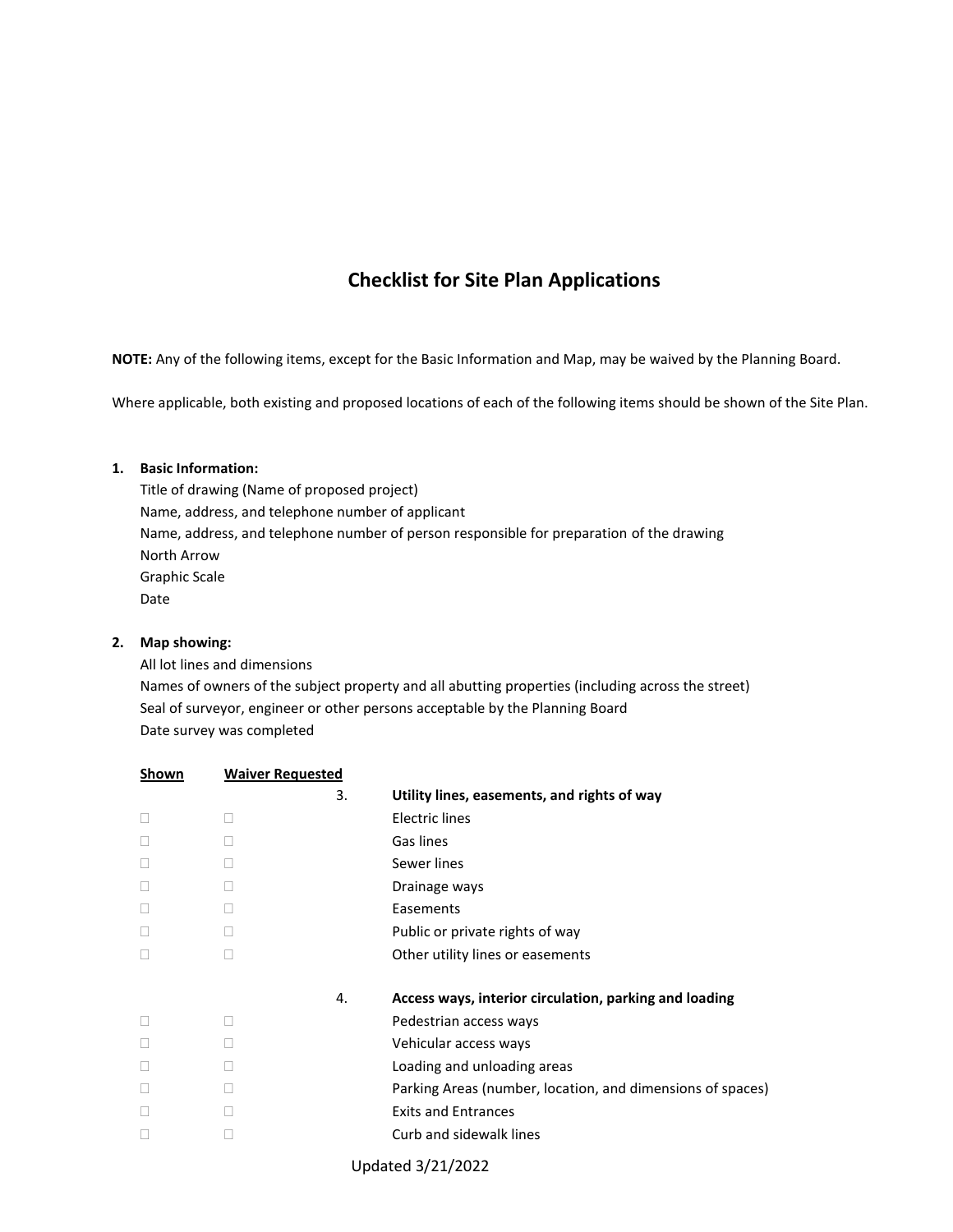# Checklist for Site Plan Applications

**NOTE:** Any of the following items, except for the Basic Information and Map, may be waived by the Planning Board.

Where applicable, both existing and proposed locations of each of the following items should be shown of the Site Plan.

1. **Basic Information:**
   Title of drawing (Name of proposed project)
   Name, address, and telephone number of applicant
   Name, address, and telephone number of person responsible for preparation of the drawing
   North Arrow
   Graphic Scale
   Date

2. **Map showing:**
   All lot lines and dimensions
   Names of owners of the subject property and all abutting properties (including across the street)
   Seal of surveyor, engineer or other persons acceptable by the Planning Board
   Date survey was completed

| Shown | Waiver Requested | | |
|---|---|---|---|
| | | 3. | **Utility lines, easements, and rights of way** |
| ☐ | ☐ | | Electric lines |
| ☐ | ☐ | | Gas lines |
| ☐ | ☐ | | Sewer lines |
| ☐ | ☐ | | Drainage ways |
| ☐ | ☐ | | Easements |
| ☐ | ☐ | | Public or private rights of way |
| ☐ | ☐ | | Other utility lines or easements |
| | | 4. | **Access ways, interior circulation, parking and loading** |
| ☐ | ☐ | | Pedestrian access ways |
| ☐ | ☐ | | Vehicular access ways |
| ☐ | ☐ | | Loading and unloading areas |
| ☐ | ☐ | | Parking Areas (number, location, and dimensions of spaces) |
| ☐ | ☐ | | Exits and Entrances |
| ☐ | ☐ | | Curb and sidewalk lines |

Updated 3/21/2022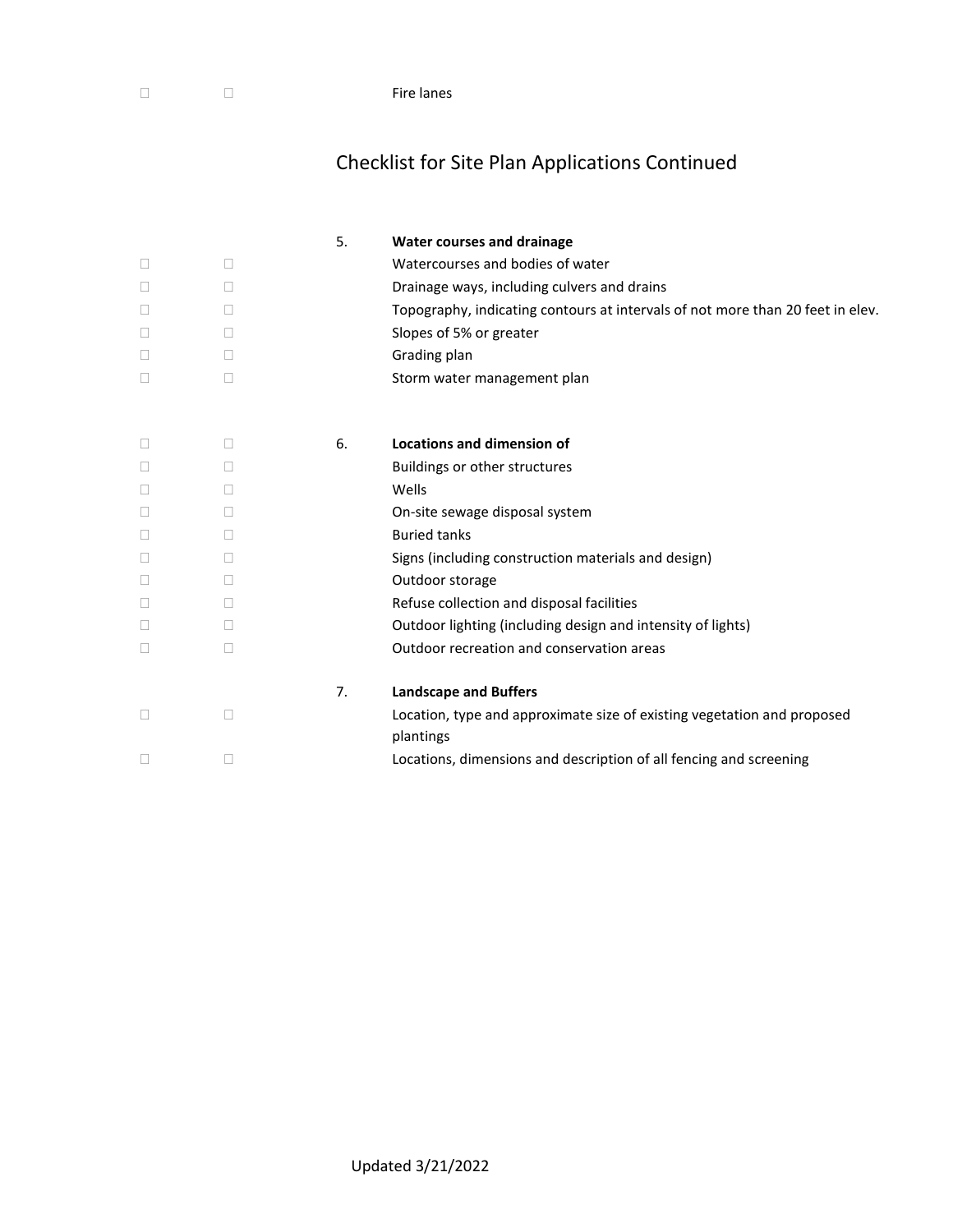☐ ☐ Fire lanes

## Checklist for Site Plan Applications Continued

5. **Water courses and drainage**

☐ ☐ Watercourses and bodies of water
☐ ☐ Drainage ways, including culvers and drains
☐ ☐ Topography, indicating contours at intervals of not more than 20 feet in elev.
☐ ☐ Slopes of 5% or greater
☐ ☐ Grading plan
☐ ☐ Storm water management plan

☐ ☐ 6. **Locations and dimension of**

☐ ☐ Buildings or other structures
☐ ☐ Wells
☐ ☐ On-site sewage disposal system
☐ ☐ Buried tanks
☐ ☐ Signs (including construction materials and design)
☐ ☐ Outdoor storage
☐ ☐ Refuse collection and disposal facilities
☐ ☐ Outdoor lighting (including design and intensity of lights)
☐ ☐ Outdoor recreation and conservation areas

7. **Landscape and Buffers**

☐ ☐ Location, type and approximate size of existing vegetation and proposed plantings
☐ ☐ Locations, dimensions and description of all fencing and screening

Updated 3/21/2022